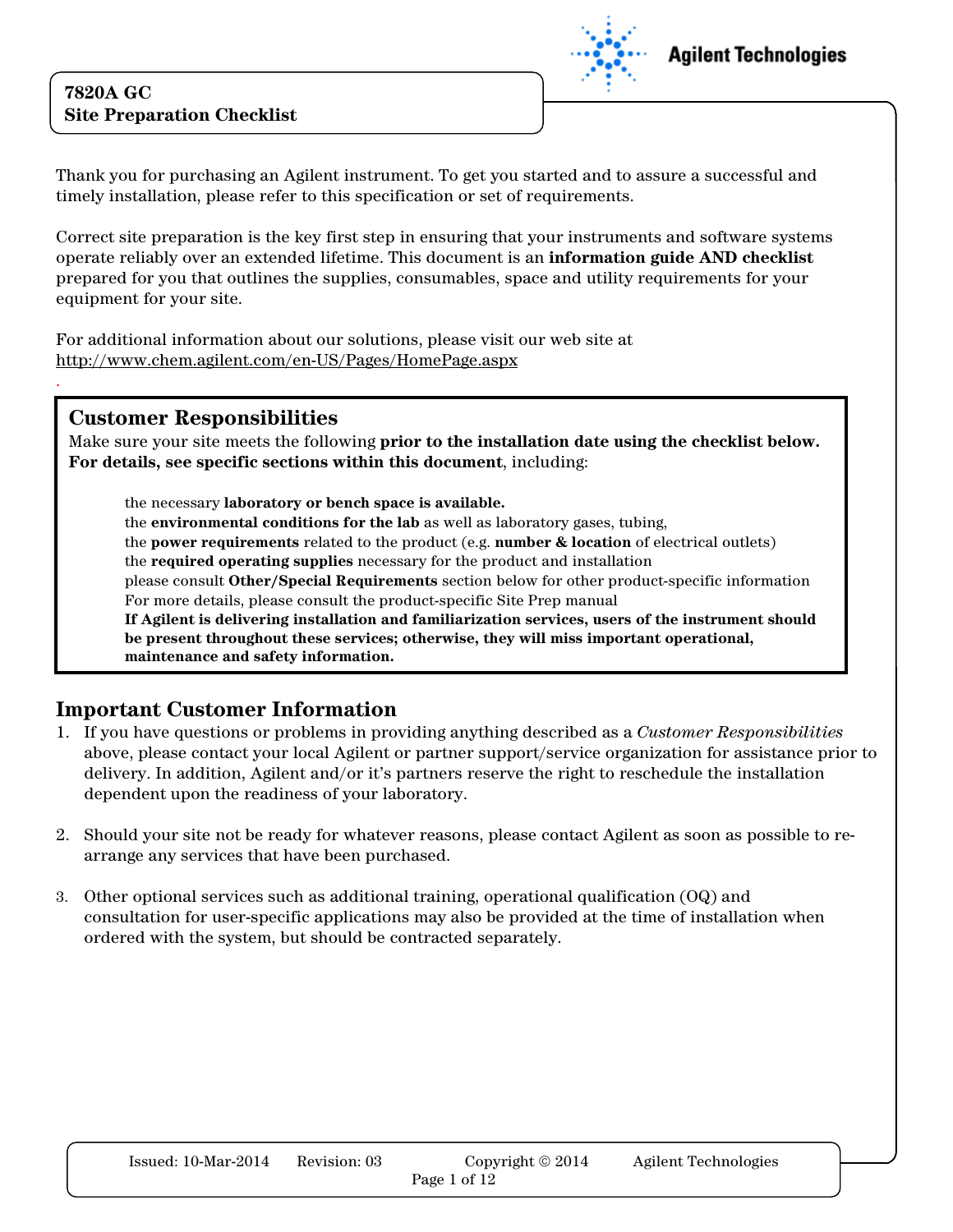# 7820A GC
# Site Preparation Checklist

Thank you for purchasing an Agilent instrument. To get you started and to assure a successful and timely installation, please refer to this specification or set of requirements.

Correct site preparation is the key first step in ensuring that your instruments and software systems operate reliably over an extended lifetime. This document is an **information guide AND checklist** prepared for you that outlines the supplies, consumables, space and utility requirements for your equipment for your site.

For additional information about our solutions, please visit our web site at http://www.chem.agilent.com/en-US/Pages/HomePage.aspx

## Customer Responsibilities

Make sure your site meets the following **prior to the installation date using the checklist below. For details, see specific sections within this document**, including:

- the necessary **laboratory or bench space is available.**
- the **environmental conditions for the lab** as well as laboratory gases, tubing,
- the **power requirements** related to the product (e.g. **number & location** of electrical outlets)
- the **required operating supplies** necessary for the product and installation
- please consult **Other/Special Requirements** section below for other product-specific information
- For more details, please consult the product-specific Site Prep manual
- **If Agilent is delivering installation and familiarization services, users of the instrument should be present throughout these services; otherwise, they will miss important operational, maintenance and safety information.**

## Important Customer Information

1. If you have questions or problems in providing anything described as a *Customer Responsibilities* above, please contact your local Agilent or partner support/service organization for assistance prior to delivery. In addition, Agilent and/or it's partners reserve the right to reschedule the installation dependent upon the readiness of your laboratory.

2. Should your site not be ready for whatever reasons, please contact Agilent as soon as possible to re-arrange any services that have been purchased.

3. Other optional services such as additional training, operational qualification (OQ) and consultation for user-specific applications may also be provided at the time of installation when ordered with the system, but should be contracted separately.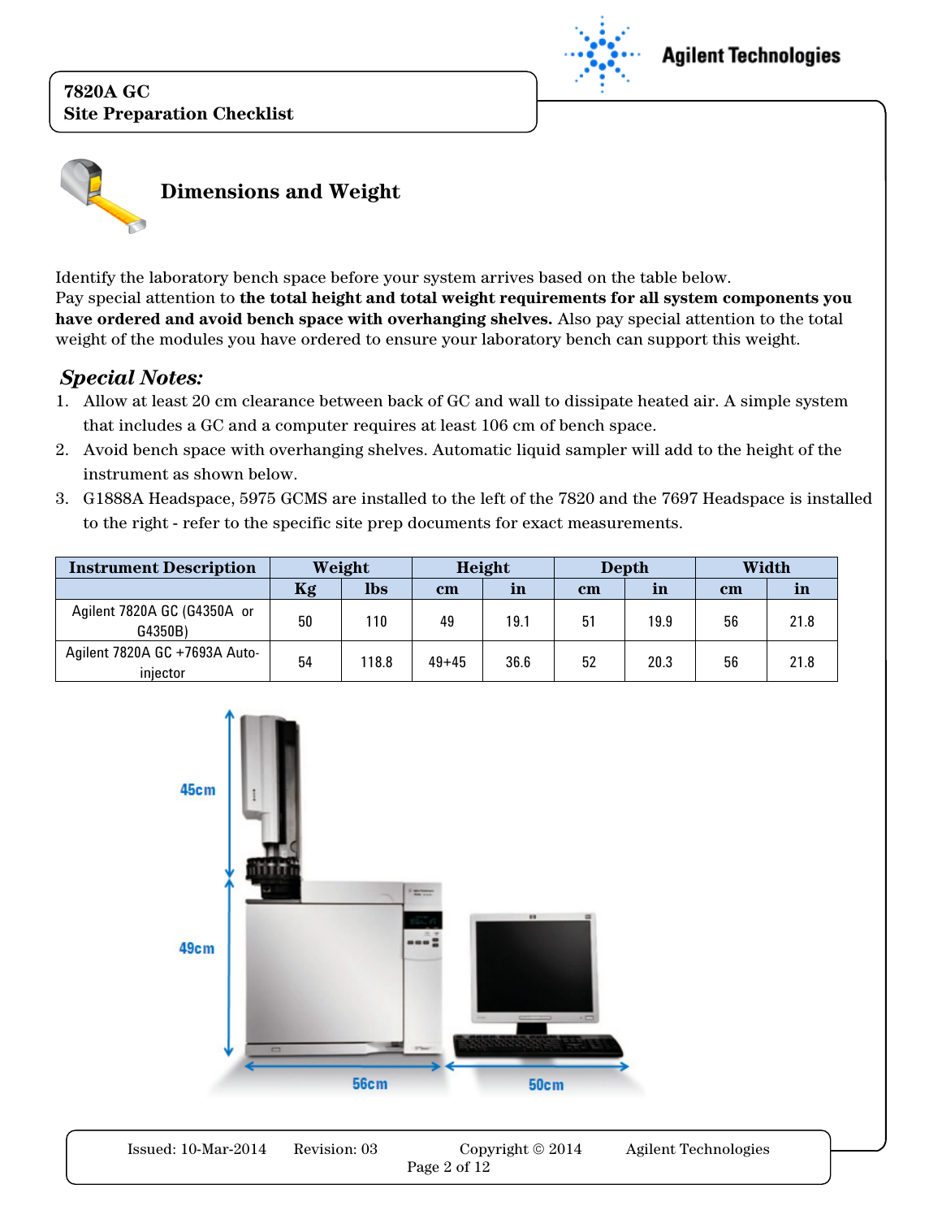## Dimensions and Weight

Identify the laboratory bench space before your system arrives based on the table below. Pay special attention to **the total height and total weight requirements for all system components you have ordered and avoid bench space with overhanging shelves.** Also pay special attention to the total weight of the modules you have ordered to ensure your laboratory bench can support this weight.

### *Special Notes:*

1. Allow at least 20 cm clearance between back of GC and wall to dissipate heated air. A simple system that includes a GC and a computer requires at least 106 cm of bench space.
2. Avoid bench space with overhanging shelves. Automatic liquid sampler will add to the height of the instrument as shown below.
3. G1888A Headspace, 5975 GCMS are installed to the left of the 7820 and the 7697 Headspace is installed to the right - refer to the specific site prep documents for exact measurements.

| Instrument Description | Weight | | Height | | Depth | | Width | |
|---|---|---|---|---|---|---|---|---|
| | Kg | lbs | cm | in | cm | in | cm | in |
| Agilent 7820A GC (G4350A or G4350B) | 50 | 110 | 49 | 19.1 | 51 | 19.9 | 56 | 21.8 |
| Agilent 7820A GC +7693A Auto-injector | 54 | 118.8 | 49+45 | 36.6 | 52 | 20.3 | 56 | 21.8 |

45cm

49cm

56cm

50cm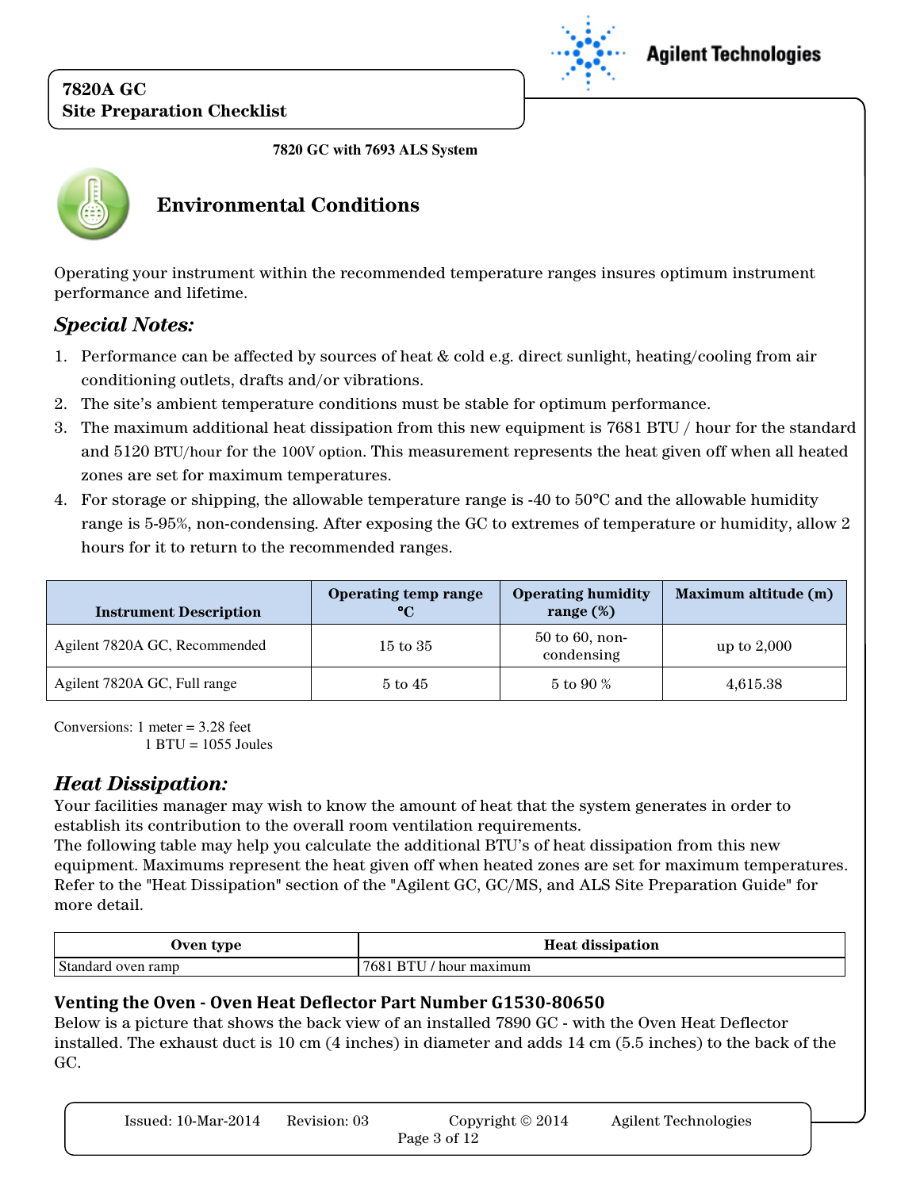# 7820A GC
# Site Preparation Checklist

**7820 GC with 7693 ALS System**

## Environmental Conditions

Operating your instrument within the recommended temperature ranges insures optimum instrument performance and lifetime.

### *Special Notes:*

1. Performance can be affected by sources of heat & cold e.g. direct sunlight, heating/cooling from air conditioning outlets, drafts and/or vibrations.
2. The site's ambient temperature conditions must be stable for optimum performance.
3. The maximum additional heat dissipation from this new equipment is 7681 BTU / hour for the standard and 5120 BTU/hour for the 100V option. This measurement represents the heat given off when all heated zones are set for maximum temperatures.
4. For storage or shipping, the allowable temperature range is -40 to 50°C and the allowable humidity range is 5-95%, non-condensing. After exposing the GC to extremes of temperature or humidity, allow 2 hours for it to return to the recommended ranges.

| Instrument Description | Operating temp range °C | Operating humidity range (%) | Maximum altitude (m) |
|---|---|---|---|
| Agilent 7820A GC, Recommended | 15 to 35 | 50 to 60, non-condensing | up to 2,000 |
| Agilent 7820A GC, Full range | 5 to 45 | 5 to 90 % | 4,615.38 |

Conversions: 1 meter = 3.28 feet
1 BTU = 1055 Joules

### *Heat Dissipation:*

Your facilities manager may wish to know the amount of heat that the system generates in order to establish its contribution to the overall room ventilation requirements.
The following table may help you calculate the additional BTU's of heat dissipation from this new equipment. Maximums represent the heat given off when heated zones are set for maximum temperatures. Refer to the "Heat Dissipation" section of the "Agilent GC, GC/MS, and ALS Site Preparation Guide" for more detail.

| Oven type | Heat dissipation |
|---|---|
| Standard oven ramp | 7681 BTU / hour maximum |

### Venting the Oven - Oven Heat Deflector Part Number G1530-80650

Below is a picture that shows the back view of an installed 7890 GC - with the Oven Heat Deflector installed. The exhaust duct is 10 cm (4 inches) in diameter and adds 14 cm (5.5 inches) to the back of the GC.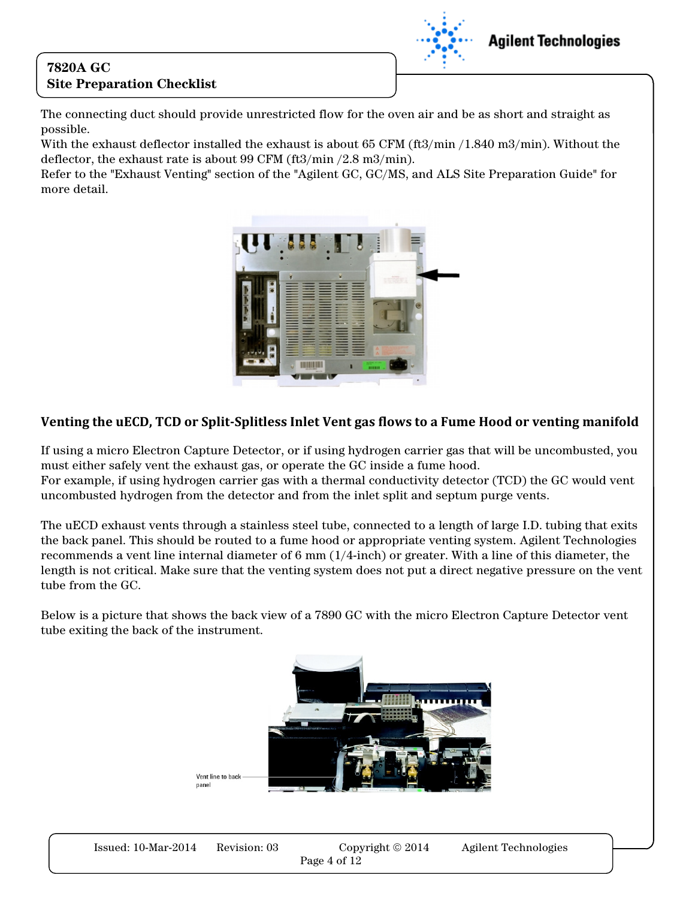The connecting duct should provide unrestricted flow for the oven air and be as short and straight as possible.
With the exhaust deflector installed the exhaust is about 65 CFM (ft3/min /1.840 m3/min). Without the deflector, the exhaust rate is about 99 CFM (ft3/min /2.8 m3/min).
Refer to the "Exhaust Venting" section of the "Agilent GC, GC/MS, and ALS Site Preparation Guide" for more detail.

## Venting the uECD, TCD or Split-Splitless Inlet Vent gas flows to a Fume Hood or venting manifold

If using a micro Electron Capture Detector, or if using hydrogen carrier gas that will be uncombusted, you must either safely vent the exhaust gas, or operate the GC inside a fume hood.
For example, if using hydrogen carrier gas with a thermal conductivity detector (TCD) the GC would vent uncombusted hydrogen from the detector and from the inlet split and septum purge vents.

The uECD exhaust vents through a stainless steel tube, connected to a length of large I.D. tubing that exits the back panel. This should be routed to a fume hood or appropriate venting system. Agilent Technologies recommends a vent line internal diameter of 6 mm (1/4-inch) or greater. With a line of this diameter, the length is not critical. Make sure that the venting system does not put a direct negative pressure on the vent tube from the GC.

Below is a picture that shows the back view of a 7890 GC with the micro Electron Capture Detector vent tube exiting the back of the instrument.

Vent line to back panel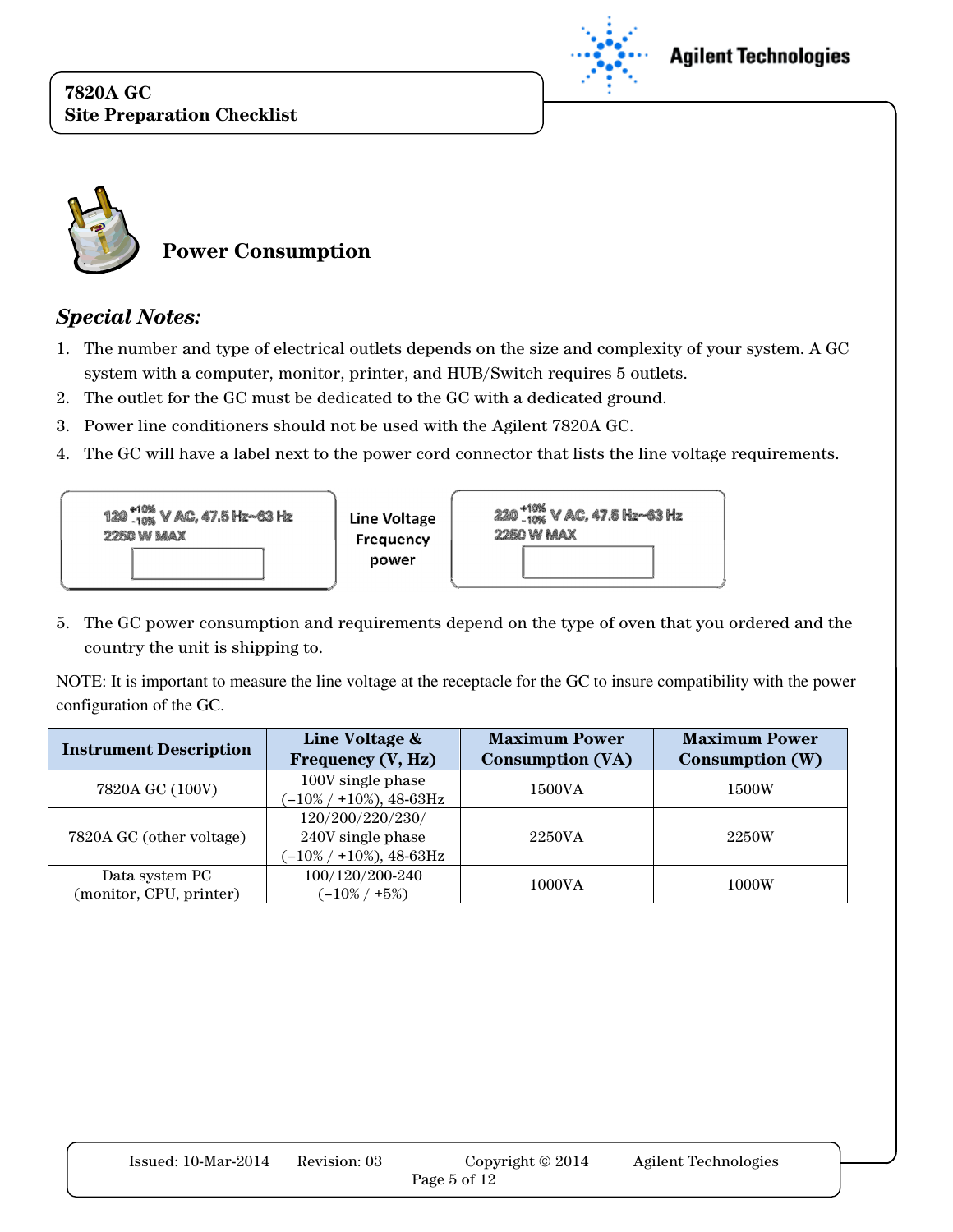## Power Consumption

### *Special Notes:*

1. The number and type of electrical outlets depends on the size and complexity of your system. A GC system with a computer, monitor, printer, and HUB/Switch requires 5 outlets.
2. The outlet for the GC must be dedicated to the GC with a dedicated ground.
3. Power line conditioners should not be used with the Agilent 7820A GC.
4. The GC will have a label next to the power cord connector that lists the line voltage requirements.

| $120^{+10\%}_{-10\%}$ V AC, 47.5 Hz~63 Hz<br>2250 W MAX | Line Voltage<br>Frequency<br>power | $220^{+10\%}_{-10\%}$ V AC, 47.5 Hz~63 Hz<br>2250 W MAX |
|---|---|---|

5. The GC power consumption and requirements depend on the type of oven that you ordered and the country the unit is shipping to.

NOTE: It is important to measure the line voltage at the receptacle for the GC to insure compatibility with the power configuration of the GC.

| Instrument Description | Line Voltage & Frequency (V, Hz) | Maximum Power Consumption (VA) | Maximum Power Consumption (W) |
|---|---|---|---|
| 7820A GC (100V) | 100V single phase (–10% / +10%), 48-63Hz | 1500VA | 1500W |
| 7820A GC (other voltage) | 120/200/220/230/ 240V single phase (–10% / +10%), 48-63Hz | 2250VA | 2250W |
| Data system PC (monitor, CPU, printer) | 100/120/200-240 (–10% / +5%) | 1000VA | 1000W |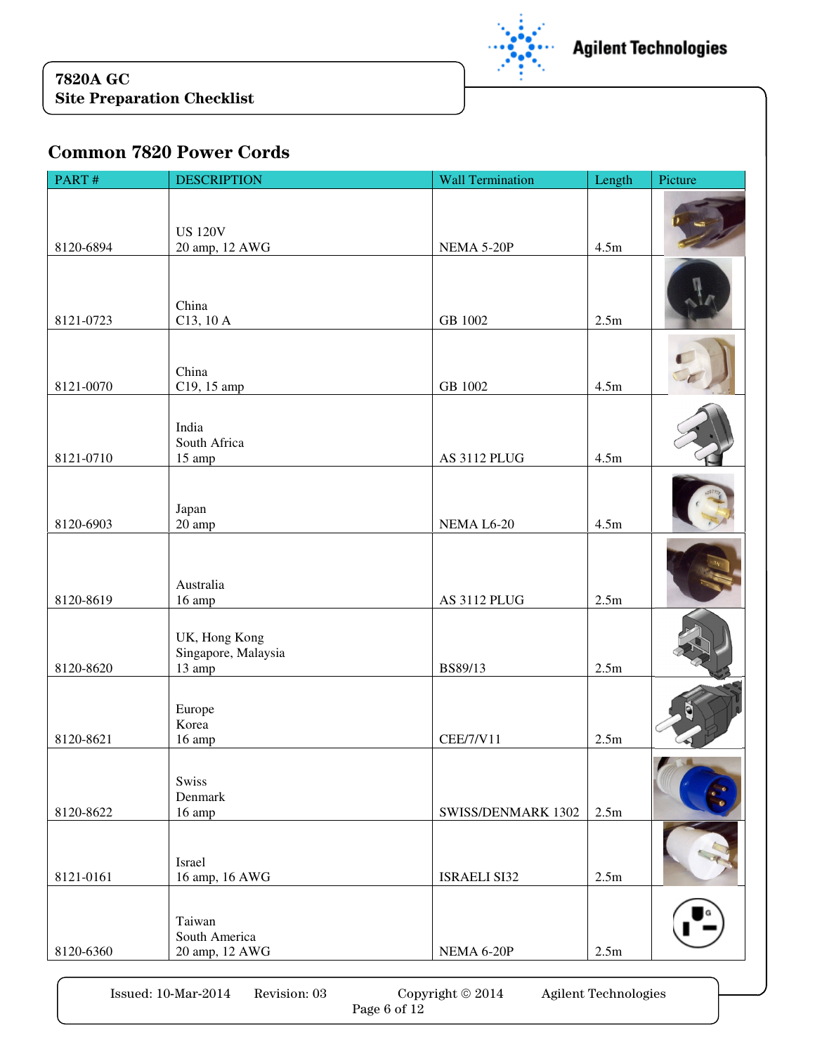## Common 7820 Power Cords

| PART # | DESCRIPTION | Wall Termination | Length | Picture |
|---|---|---|---|---|
| 8120-6894 | US 120V<br>20 amp, 12 AWG | NEMA 5-20P | 4.5m | |
| 8121-0723 | China<br>C13, 10 A | GB 1002 | 2.5m | |
| 8121-0070 | China<br>C19, 15 amp | GB 1002 | 4.5m | |
| 8121-0710 | India<br>South Africa<br>15 amp | AS 3112 PLUG | 4.5m | |
| 8120-6903 | Japan<br>20 amp | NEMA L6-20 | 4.5m | |
| 8120-8619 | Australia<br>16 amp | AS 3112 PLUG | 2.5m | |
| 8120-8620 | UK, Hong Kong<br>Singapore, Malaysia<br>13 amp | BS89/13 | 2.5m | |
| 8120-8621 | Europe<br>Korea<br>16 amp | CEE/7/V11 | 2.5m | |
| 8120-8622 | Swiss<br>Denmark<br>16 amp | SWISS/DENMARK 1302 | 2.5m | |
| 8121-0161 | Israel<br>16 amp, 16 AWG | ISRAELI SI32 | 2.5m | |
| 8120-6360 | Taiwan<br>South America<br>20 amp, 12 AWG | NEMA 6-20P | 2.5m | |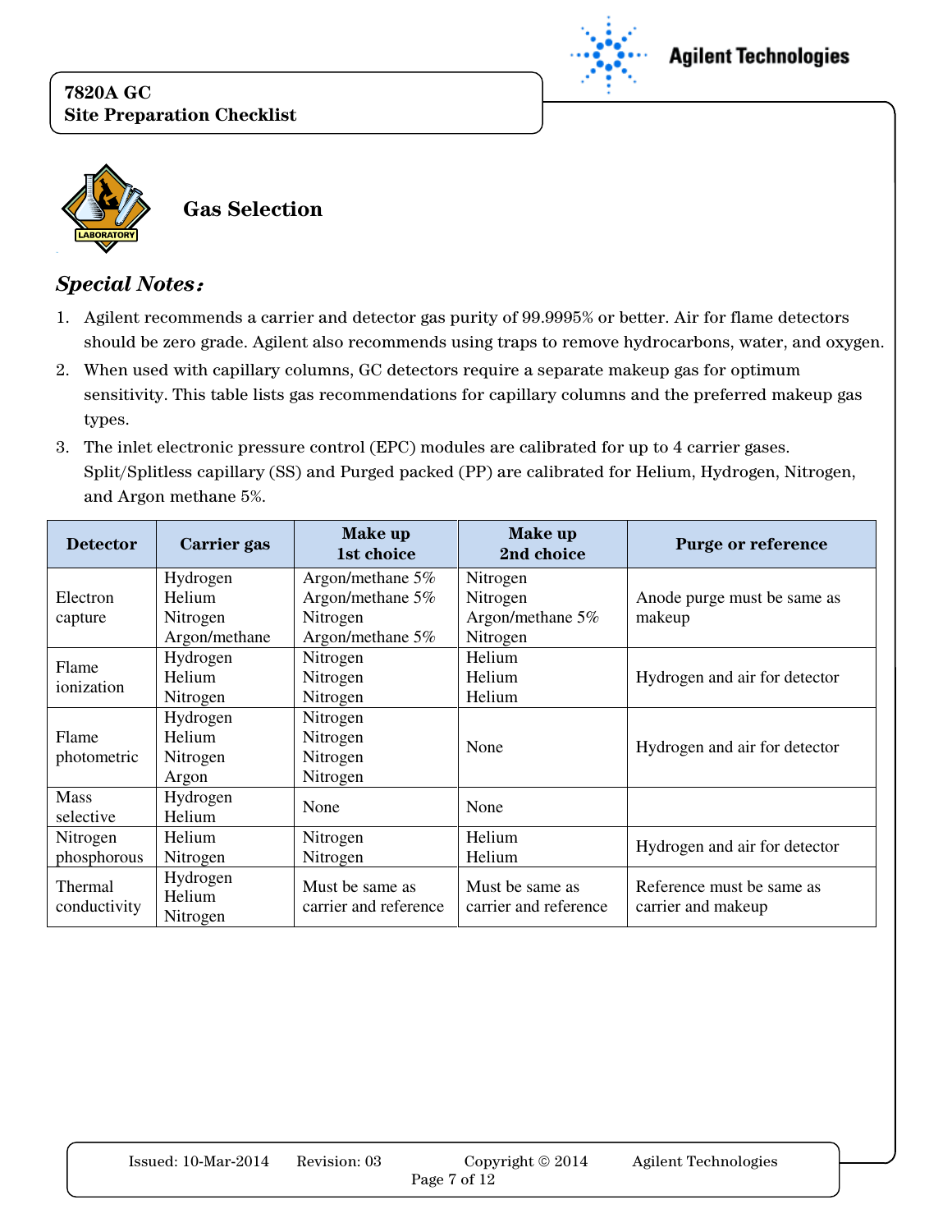## Gas Selection

***Special Notes:***

1. Agilent recommends a carrier and detector gas purity of 99.9995% or better. Air for flame detectors should be zero grade. Agilent also recommends using traps to remove hydrocarbons, water, and oxygen.
2. When used with capillary columns, GC detectors require a separate makeup gas for optimum sensitivity. This table lists gas recommendations for capillary columns and the preferred makeup gas types.
3. The inlet electronic pressure control (EPC) modules are calibrated for up to 4 carrier gases. Split/Splitless capillary (SS) and Purged packed (PP) are calibrated for Helium, Hydrogen, Nitrogen, and Argon methane 5%.

| Detector | Carrier gas | Make up 1st choice | Make up 2nd choice | Purge or reference |
|---|---|---|---|---|
| Electron capture | Hydrogen<br>Helium<br>Nitrogen<br>Argon/methane | Argon/methane 5%<br>Argon/methane 5%<br>Nitrogen<br>Argon/methane 5% | Nitrogen<br>Nitrogen<br>Argon/methane 5%<br>Nitrogen | Anode purge must be same as makeup |
| Flame ionization | Hydrogen<br>Helium<br>Nitrogen | Nitrogen<br>Nitrogen<br>Nitrogen | Helium<br>Helium<br>Helium | Hydrogen and air for detector |
| Flame photometric | Hydrogen<br>Helium<br>Nitrogen<br>Argon | Nitrogen<br>Nitrogen<br>Nitrogen<br>Nitrogen | None | Hydrogen and air for detector |
| Mass selective | Hydrogen<br>Helium | None | None | |
| Nitrogen phosphorous | Helium<br>Nitrogen | Nitrogen<br>Nitrogen | Helium<br>Helium | Hydrogen and air for detector |
| Thermal conductivity | Hydrogen<br>Helium<br>Nitrogen | Must be same as carrier and reference | Must be same as carrier and reference | Reference must be same as carrier and makeup |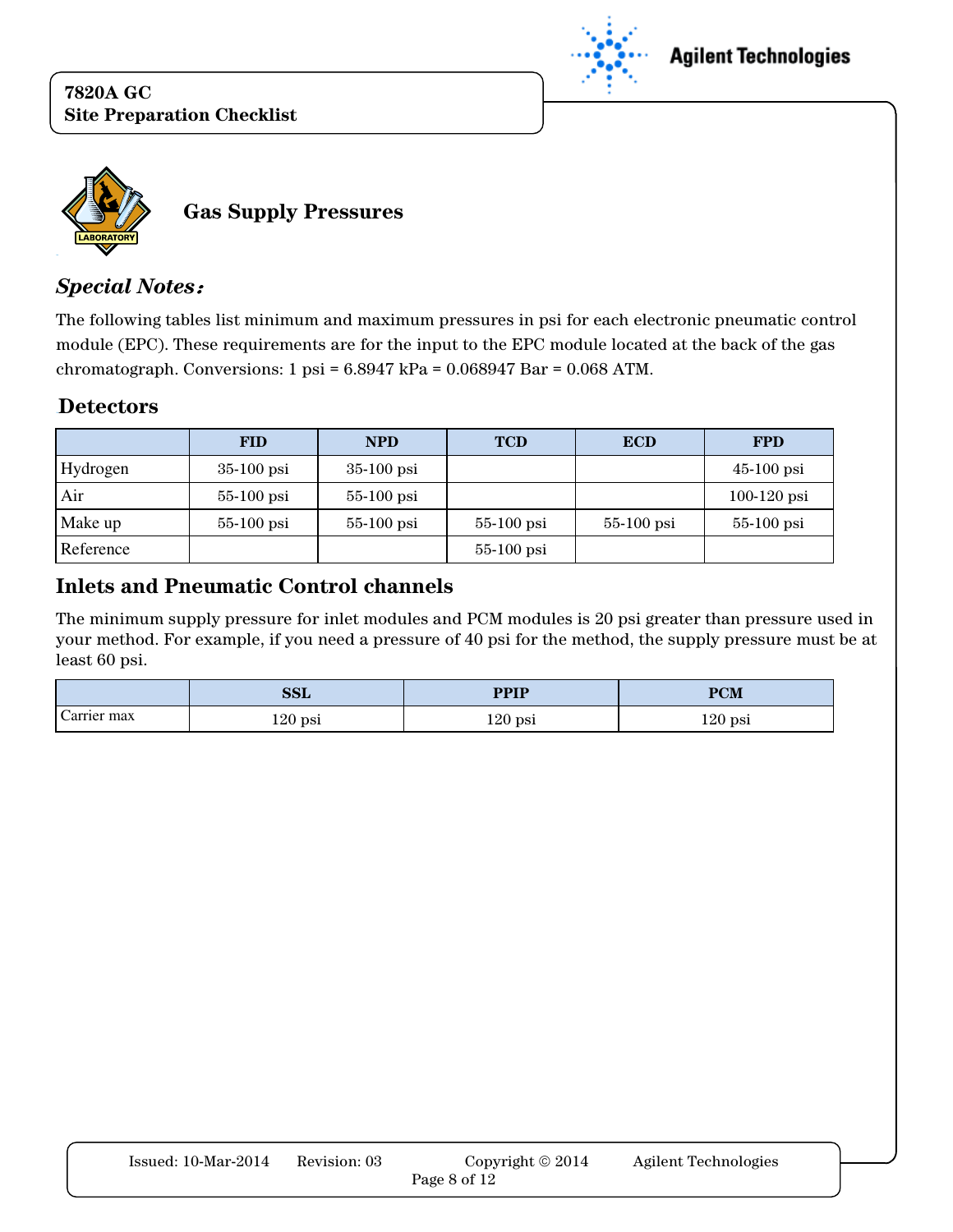## Gas Supply Pressures

### *Special Notes:*

The following tables list minimum and maximum pressures in psi for each electronic pneumatic control module (EPC). These requirements are for the input to the EPC module located at the back of the gas chromatograph. Conversions: 1 psi = 6.8947 kPa = 0.068947 Bar = 0.068 ATM.

### Detectors

| | FID | NPD | TCD | ECD | FPD |
|---|---|---|---|---|---|
| Hydrogen | 35-100 psi | 35-100 psi | | | 45-100 psi |
| Air | 55-100 psi | 55-100 psi | | | 100-120 psi |
| Make up | 55-100 psi | 55-100 psi | 55-100 psi | 55-100 psi | 55-100 psi |
| Reference | | | 55-100 psi | | |

### Inlets and Pneumatic Control channels

The minimum supply pressure for inlet modules and PCM modules is 20 psi greater than pressure used in your method. For example, if you need a pressure of 40 psi for the method, the supply pressure must be at least 60 psi.

| | SSL | PPIP | PCM |
|---|---|---|---|
| Carrier max | 120 psi | 120 psi | 120 psi |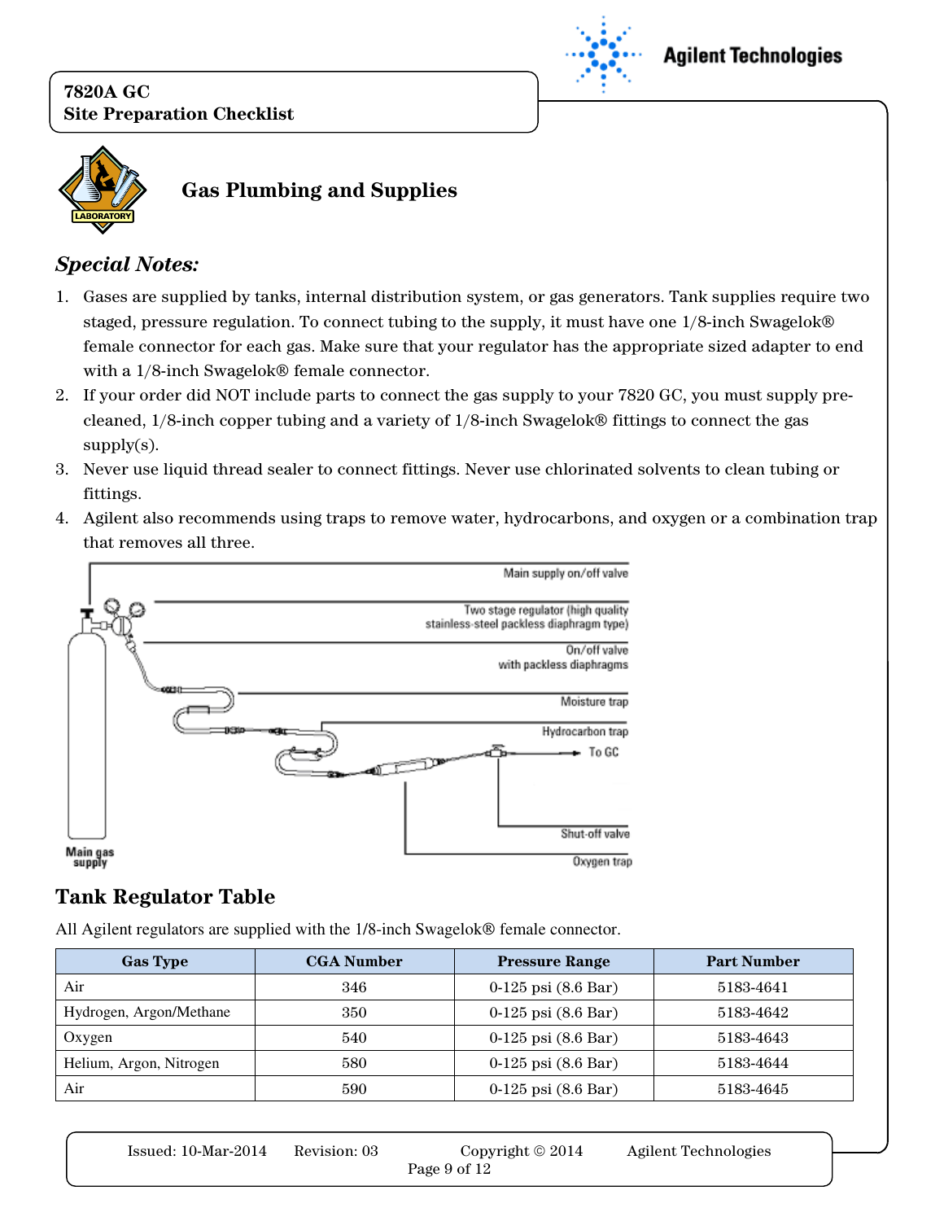## Gas Plumbing and Supplies

### *Special Notes:*

1. Gases are supplied by tanks, internal distribution system, or gas generators. Tank supplies require two staged, pressure regulation. To connect tubing to the supply, it must have one 1/8-inch Swagelok® female connector for each gas. Make sure that your regulator has the appropriate sized adapter to end with a 1/8-inch Swagelok® female connector.
2. If your order did NOT include parts to connect the gas supply to your 7820 GC, you must supply pre-cleaned, 1/8-inch copper tubing and a variety of 1/8-inch Swagelok® fittings to connect the gas supply(s).
3. Never use liquid thread sealer to connect fittings. Never use chlorinated solvents to clean tubing or fittings.
4. Agilent also recommends using traps to remove water, hydrocarbons, and oxygen or a combination trap that removes all three.

Main supply on/off valve

Two stage regulator (high quality stainless-steel packless diaphragm type)

On/off valve with packless diaphragms

Moisture trap

Hydrocarbon trap

To GC

Shut-off valve

Oxygen trap

Main gas supply

## Tank Regulator Table

All Agilent regulators are supplied with the 1/8-inch Swagelok® female connector.

| Gas Type | CGA Number | Pressure Range | Part Number |
|---|---|---|---|
| Air | 346 | 0-125 psi (8.6 Bar) | 5183-4641 |
| Hydrogen, Argon/Methane | 350 | 0-125 psi (8.6 Bar) | 5183-4642 |
| Oxygen | 540 | 0-125 psi (8.6 Bar) | 5183-4643 |
| Helium, Argon, Nitrogen | 580 | 0-125 psi (8.6 Bar) | 5183-4644 |
| Air | 590 | 0-125 psi (8.6 Bar) | 5183-4645 |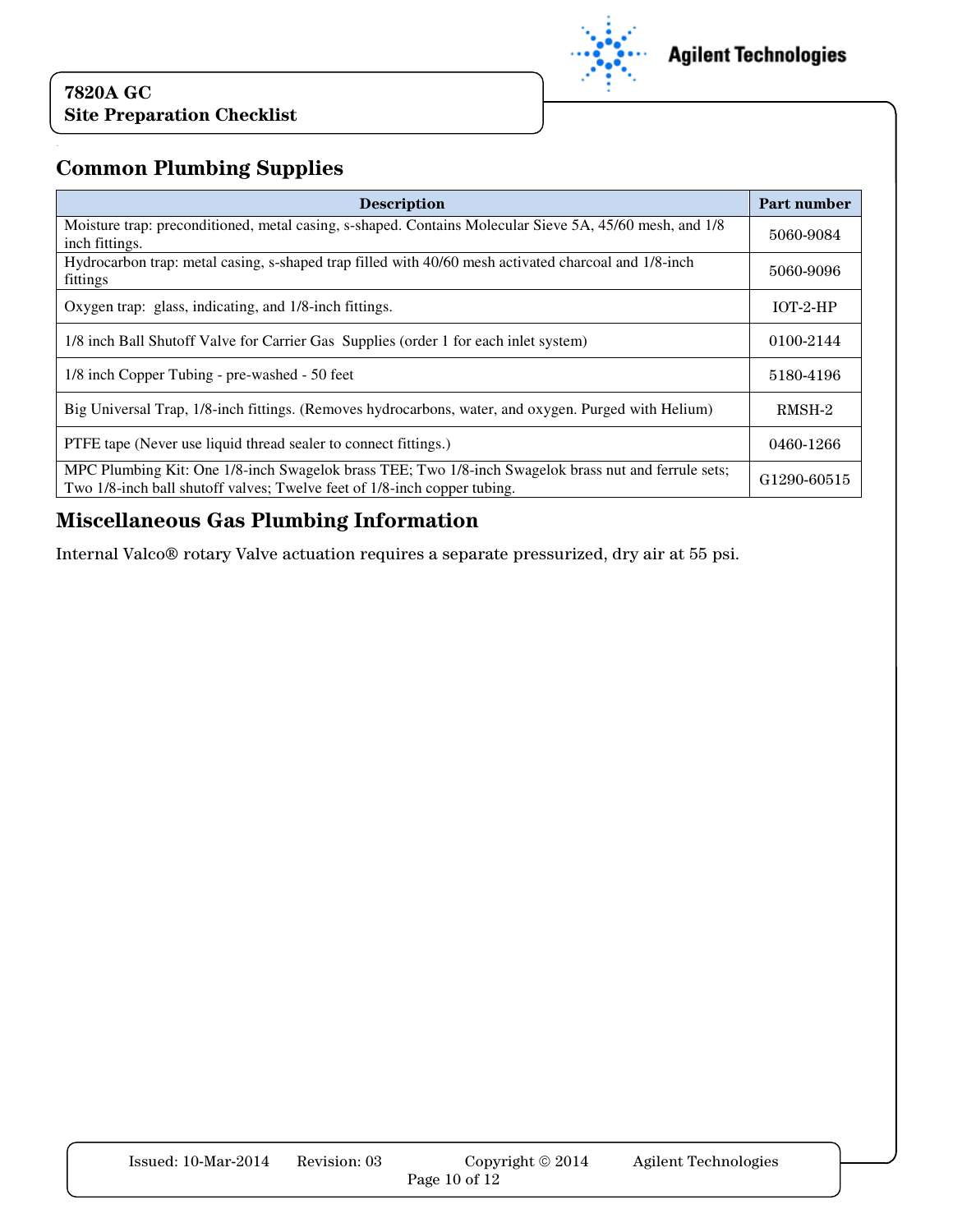## Common Plumbing Supplies

| Description | Part number |
|---|---|
| Moisture trap: preconditioned, metal casing, s-shaped. Contains Molecular Sieve 5A, 45/60 mesh, and 1/8 inch fittings. | 5060-9084 |
| Hydrocarbon trap: metal casing, s-shaped trap filled with 40/60 mesh activated charcoal and 1/8-inch fittings | 5060-9096 |
| Oxygen trap: glass, indicating, and 1/8-inch fittings. | IOT-2-HP |
| 1/8 inch Ball Shutoff Valve for Carrier Gas Supplies (order 1 for each inlet system) | 0100-2144 |
| 1/8 inch Copper Tubing - pre-washed - 50 feet | 5180-4196 |
| Big Universal Trap, 1/8-inch fittings. (Removes hydrocarbons, water, and oxygen. Purged with Helium) | RMSH-2 |
| PTFE tape (Never use liquid thread sealer to connect fittings.) | 0460-1266 |
| MPC Plumbing Kit: One 1/8-inch Swagelok brass TEE; Two 1/8-inch Swagelok brass nut and ferrule sets; Two 1/8-inch ball shutoff valves; Twelve feet of 1/8-inch copper tubing. | G1290-60515 |

## Miscellaneous Gas Plumbing Information

Internal Valco® rotary Valve actuation requires a separate pressurized, dry air at 55 psi.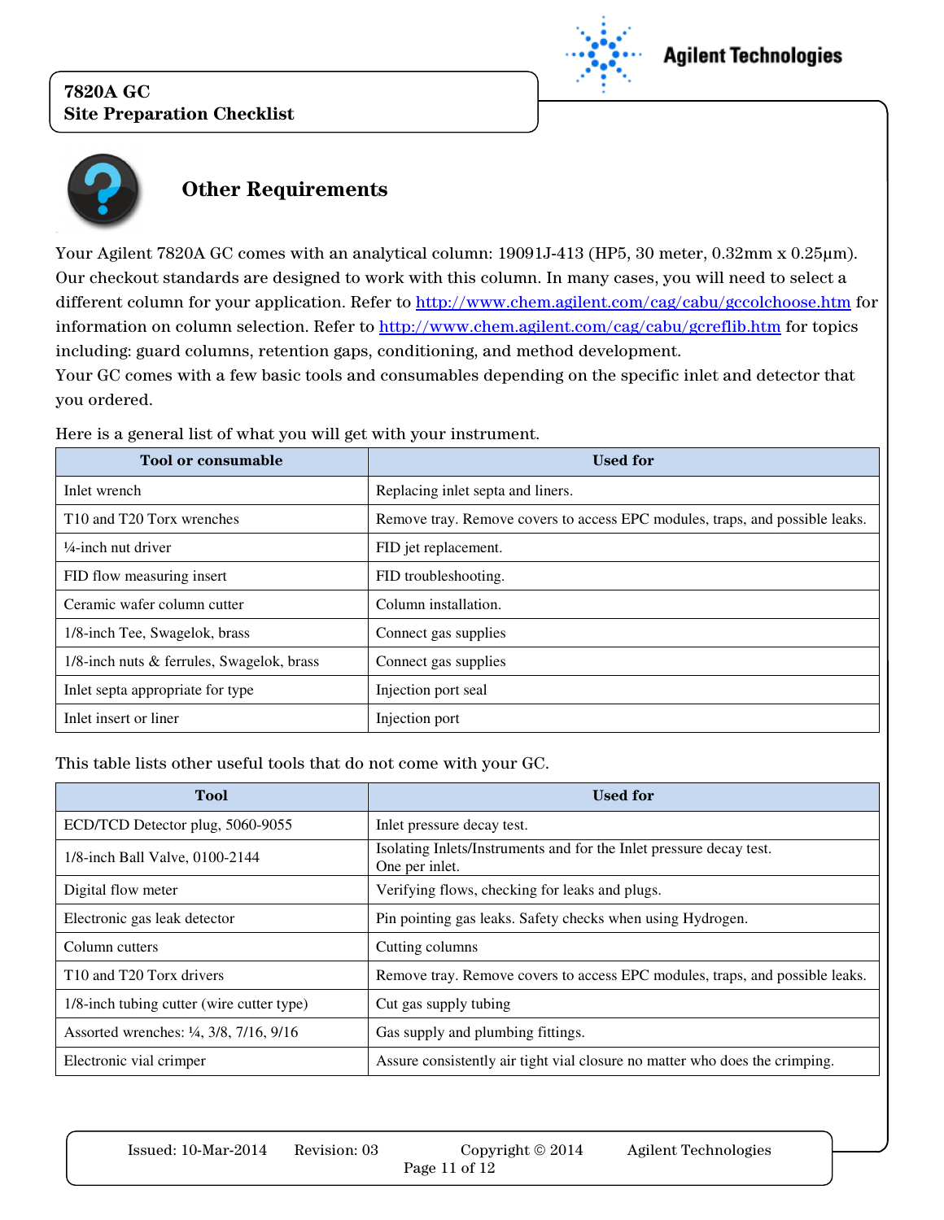## Other Requirements

Your Agilent 7820A GC comes with an analytical column: 19091J-413 (HP5, 30 meter, 0.32mm x 0.25µm). Our checkout standards are designed to work with this column. In many cases, you will need to select a different column for your application. Refer to http://www.chem.agilent.com/cag/cabu/gccolchoose.htm for information on column selection. Refer to http://www.chem.agilent.com/cag/cabu/gcreflib.htm for topics including: guard columns, retention gaps, conditioning, and method development.

Your GC comes with a few basic tools and consumables depending on the specific inlet and detector that you ordered.

Here is a general list of what you will get with your instrument.

| Tool or consumable | Used for |
|---|---|
| Inlet wrench | Replacing inlet septa and liners. |
| T10 and T20 Torx wrenches | Remove tray. Remove covers to access EPC modules, traps, and possible leaks. |
| ¼-inch nut driver | FID jet replacement. |
| FID flow measuring insert | FID troubleshooting. |
| Ceramic wafer column cutter | Column installation. |
| 1/8-inch Tee, Swagelok, brass | Connect gas supplies |
| 1/8-inch nuts & ferrules, Swagelok, brass | Connect gas supplies |
| Inlet septa appropriate for type | Injection port seal |
| Inlet insert or liner | Injection port |

This table lists other useful tools that do not come with your GC.

| Tool | Used for |
|---|---|
| ECD/TCD Detector plug, 5060-9055 | Inlet pressure decay test. |
| 1/8-inch Ball Valve, 0100-2144 | Isolating Inlets/Instruments and for the Inlet pressure decay test. One per inlet. |
| Digital flow meter | Verifying flows, checking for leaks and plugs. |
| Electronic gas leak detector | Pin pointing gas leaks. Safety checks when using Hydrogen. |
| Column cutters | Cutting columns |
| T10 and T20 Torx drivers | Remove tray. Remove covers to access EPC modules, traps, and possible leaks. |
| 1/8-inch tubing cutter (wire cutter type) | Cut gas supply tubing |
| Assorted wrenches: ¼, 3/8, 7/16, 9/16 | Gas supply and plumbing fittings. |
| Electronic vial crimper | Assure consistently air tight vial closure no matter who does the crimping. |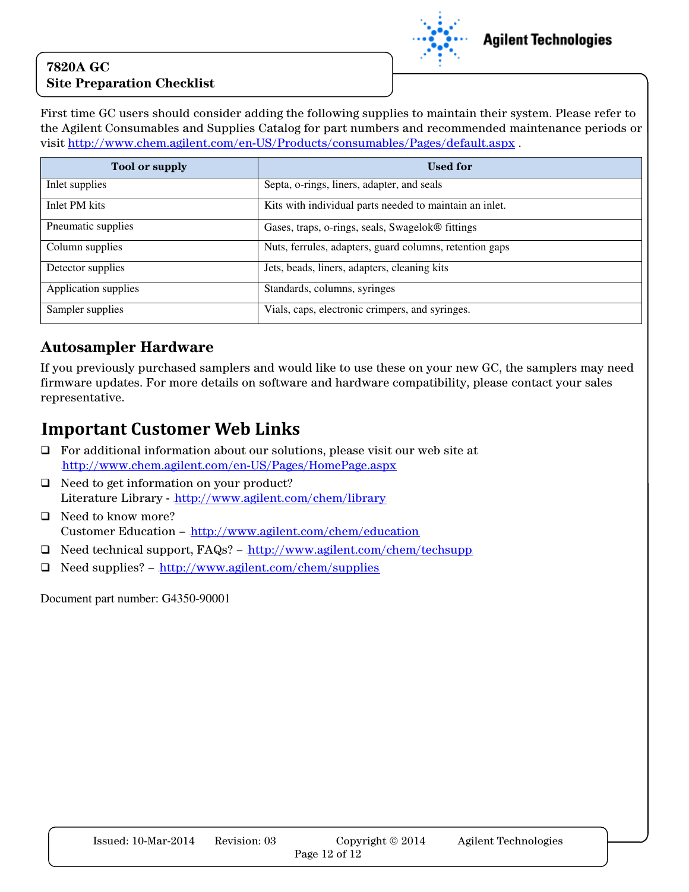First time GC users should consider adding the following supplies to maintain their system. Please refer to the Agilent Consumables and Supplies Catalog for part numbers and recommended maintenance periods or visit http://www.chem.agilent.com/en-US/Products/consumables/Pages/default.aspx .

| Tool or supply | Used for |
|---|---|
| Inlet supplies | Septa, o-rings, liners, adapter, and seals |
| Inlet PM kits | Kits with individual parts needed to maintain an inlet. |
| Pneumatic supplies | Gases, traps, o-rings, seals, Swagelok® fittings |
| Column supplies | Nuts, ferrules, adapters, guard columns, retention gaps |
| Detector supplies | Jets, beads, liners, adapters, cleaning kits |
| Application supplies | Standards, columns, syringes |
| Sampler supplies | Vials, caps, electronic crimpers, and syringes. |

## Autosampler Hardware

If you previously purchased samplers and would like to use these on your new GC, the samplers may need firmware updates. For more details on software and hardware compatibility, please contact your sales representative.

## Important Customer Web Links

- ❑ For additional information about our solutions, please visit our web site at http://www.chem.agilent.com/en-US/Pages/HomePage.aspx
- ❑ Need to get information on your product? Literature Library - http://www.agilent.com/chem/library
- ❑ Need to know more? Customer Education – http://www.agilent.com/chem/education
- ❑ Need technical support, FAQs? – http://www.agilent.com/chem/techsupp
- ❑ Need supplies? – http://www.agilent.com/chem/supplies

Document part number: G4350-90001